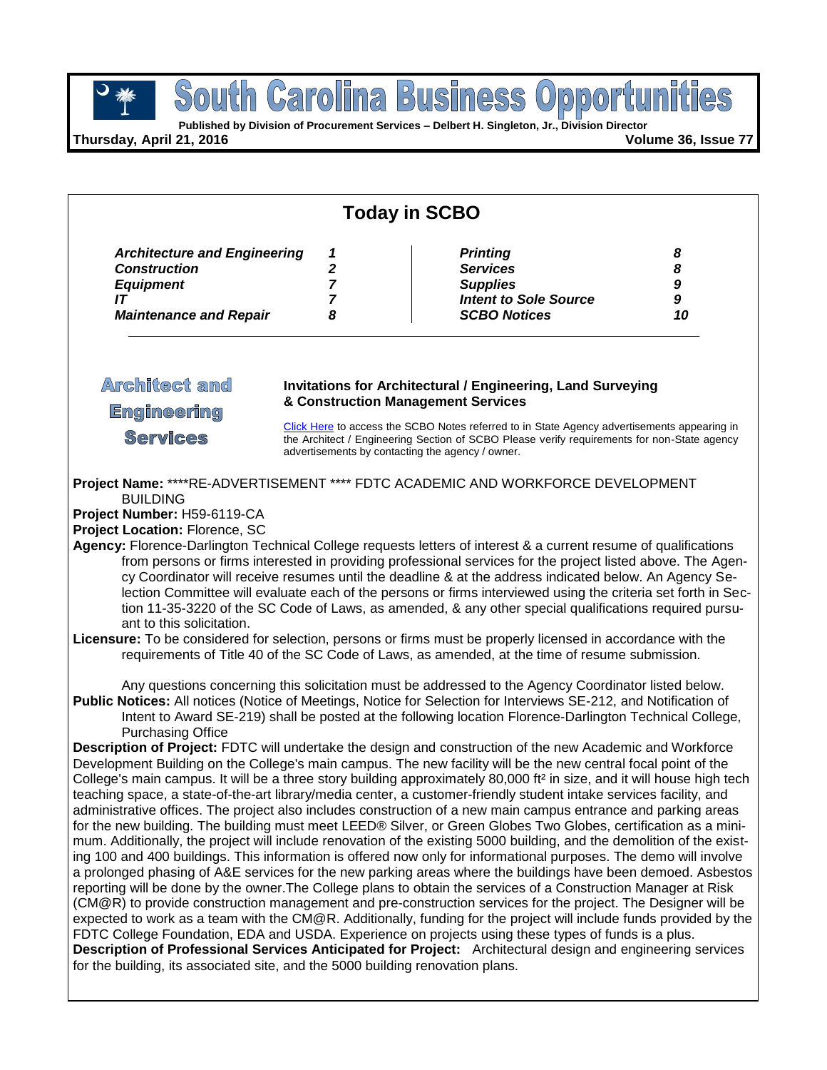# South Carolina Business Opportunities

**Published by Division of Procurement Services – Delbert H. Singleton, Jr., Division Director**

**Thursday, April 21, 2016** **Volume 36, Issue 77**

## Today in SCBO

| | | | |
|---|---|---|---|
| ***Architecture and Engineering*** | ***1*** | ***Printing*** | ***8*** |
| ***Construction*** | ***2*** | ***Services*** | ***8*** |
| ***Equipment*** | ***7*** | ***Supplies*** | ***9*** |
| ***IT*** | ***7*** | ***Intent to Sole Source*** | ***9*** |
| ***Maintenance and Repair*** | ***8*** | ***SCBO Notices*** | ***10*** |

## Architect and Engineering Services

**Invitations for Architectural / Engineering, Land Surveying & Construction Management Services**

Click Here to access the SCBO Notes referred to in State Agency advertisements appearing in the Architect / Engineering Section of SCBO Please verify requirements for non-State agency advertisements by contacting the agency / owner.

**Project Name:** ****RE-ADVERTISEMENT **** FDTC ACADEMIC AND WORKFORCE DEVELOPMENT BUILDING

**Project Number:** H59-6119-CA

**Project Location:** Florence, SC

**Agency:** Florence-Darlington Technical College requests letters of interest & a current resume of qualifications from persons or firms interested in providing professional services for the project listed above. The Agency Coordinator will receive resumes until the deadline & at the address indicated below. An Agency Selection Committee will evaluate each of the persons or firms interviewed using the criteria set forth in Section 11-35-3220 of the SC Code of Laws, as amended, & any other special qualifications required pursuant to this solicitation.

**Licensure:** To be considered for selection, persons or firms must be properly licensed in accordance with the requirements of Title 40 of the SC Code of Laws, as amended, at the time of resume submission.

Any questions concerning this solicitation must be addressed to the Agency Coordinator listed below.

**Public Notices:** All notices (Notice of Meetings, Notice for Selection for Interviews SE-212, and Notification of Intent to Award SE-219) shall be posted at the following location Florence-Darlington Technical College, Purchasing Office

**Description of Project:** FDTC will undertake the design and construction of the new Academic and Workforce Development Building on the College's main campus. The new facility will be the new central focal point of the College's main campus. It will be a three story building approximately 80,000 ft² in size, and it will house high tech teaching space, a state-of-the-art library/media center, a customer-friendly student intake services facility, and administrative offices. The project also includes construction of a new main campus entrance and parking areas for the new building. The building must meet LEED® Silver, or Green Globes Two Globes, certification as a minimum. Additionally, the project will include renovation of the existing 5000 building, and the demolition of the existing 100 and 400 buildings. This information is offered now only for informational purposes. The demo will involve a prolonged phasing of A&E services for the new parking areas where the buildings have been demoed. Asbestos reporting will be done by the owner.The College plans to obtain the services of a Construction Manager at Risk (CM@R) to provide construction management and pre-construction services for the project. The Designer will be expected to work as a team with the CM@R. Additionally, funding for the project will include funds provided by the FDTC College Foundation, EDA and USDA. Experience on projects using these types of funds is a plus.

**Description of Professional Services Anticipated for Project:** Architectural design and engineering services for the building, its associated site, and the 5000 building renovation plans.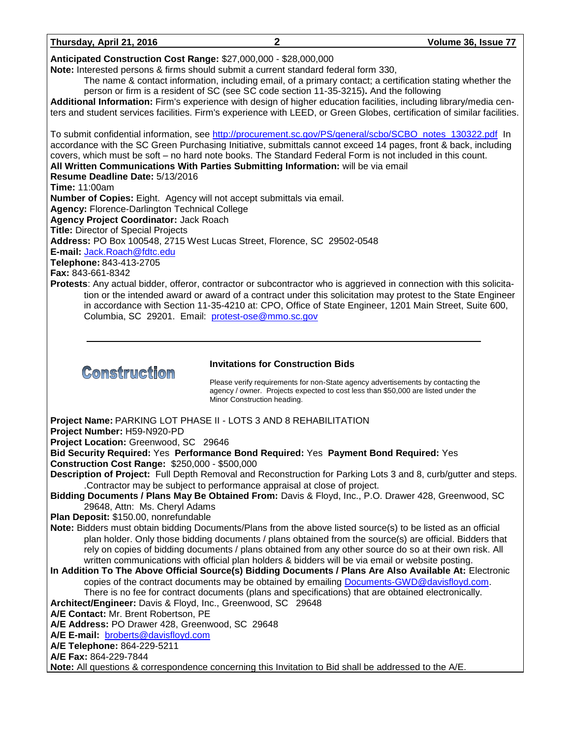**Anticipated Construction Cost Range:** $27,000,000 - $28,000,000

**Note:** Interested persons & firms should submit a current standard federal form 330,

The name & contact information, including email, of a primary contact; a certification stating whether the person or firm is a resident of SC (see SC code section 11-35-3215)**.** And the following

**Additional Information:** Firm's experience with design of higher education facilities, including library/media centers and student services facilities. Firm's experience with LEED, or Green Globes, certification of similar facilities.

To submit confidential information, see http://procurement.sc.gov/PS/general/scbo/SCBO_notes_130322.pdf In accordance with the SC Green Purchasing Initiative, submittals cannot exceed 14 pages, front & back, including covers, which must be soft – no hard note books. The Standard Federal Form is not included in this count.

**All Written Communications With Parties Submitting Information:** will be via email

**Resume Deadline Date:** 5/13/2016

**Time:** 11:00am

**Number of Copies:** Eight. Agency will not accept submittals via email.

**Agency:** Florence-Darlington Technical College

**Agency Project Coordinator:** Jack Roach

**Title:** Director of Special Projects

**Address:** PO Box 100548, 2715 West Lucas Street, Florence, SC 29502-0548

**E-mail:** Jack.Roach@fdtc.edu

**Telephone:** 843-413-2705

**Fax:** 843-661-8342

**Protests**: Any actual bidder, offeror, contractor or subcontractor who is aggrieved in connection with this solicitation or the intended award or award of a contract under this solicitation may protest to the State Engineer in accordance with Section 11-35-4210 at: CPO, Office of State Engineer, 1201 Main Street, Suite 600, Columbia, SC 29201. Email: protest-ose@mmo.sc.gov

---

# Construction

### Invitations for Construction Bids

Please verify requirements for non-State agency advertisements by contacting the agency / owner. Projects expected to cost less than $50,000 are listed under the Minor Construction heading.

**Project Name:** PARKING LOT PHASE II - LOTS 3 AND 8 REHABILITATION

**Project Number:** H59-N920-PD

**Project Location:** Greenwood, SC 29646

**Bid Security Required:** Yes **Performance Bond Required:** Yes **Payment Bond Required:** Yes

**Construction Cost Range:** $250,000 - $500,000

**Description of Project:** Full Depth Removal and Reconstruction for Parking Lots 3 and 8, curb/gutter and steps. .Contractor may be subject to performance appraisal at close of project.

**Bidding Documents / Plans May Be Obtained From:** Davis & Floyd, Inc., P.O. Drawer 428, Greenwood, SC 29648, Attn: Ms. Cheryl Adams

**Plan Deposit:** $150.00, nonrefundable

**Note:** Bidders must obtain bidding Documents/Plans from the above listed source(s) to be listed as an official plan holder. Only those bidding documents / plans obtained from the source(s) are official. Bidders that rely on copies of bidding documents / plans obtained from any other source do so at their own risk. All written communications with official plan holders & bidders will be via email or website posting.

**In Addition To The Above Official Source(s) Bidding Documents / Plans Are Also Available At:** Electronic copies of the contract documents may be obtained by emailing Documents-GWD@davisfloyd.com. There is no fee for contract documents (plans and specifications) that are obtained electronically.

**Architect/Engineer:** Davis & Floyd, Inc., Greenwood, SC 29648

**A/E Contact:** Mr. Brent Robertson, PE

**A/E Address:** PO Drawer 428, Greenwood, SC 29648

**A/E E-mail:** broberts@davisfloyd.com

**A/E Telephone:** 864-229-5211

**A/E Fax:** 864-229-7844

**Note:** All questions & correspondence concerning this Invitation to Bid shall be addressed to the A/E.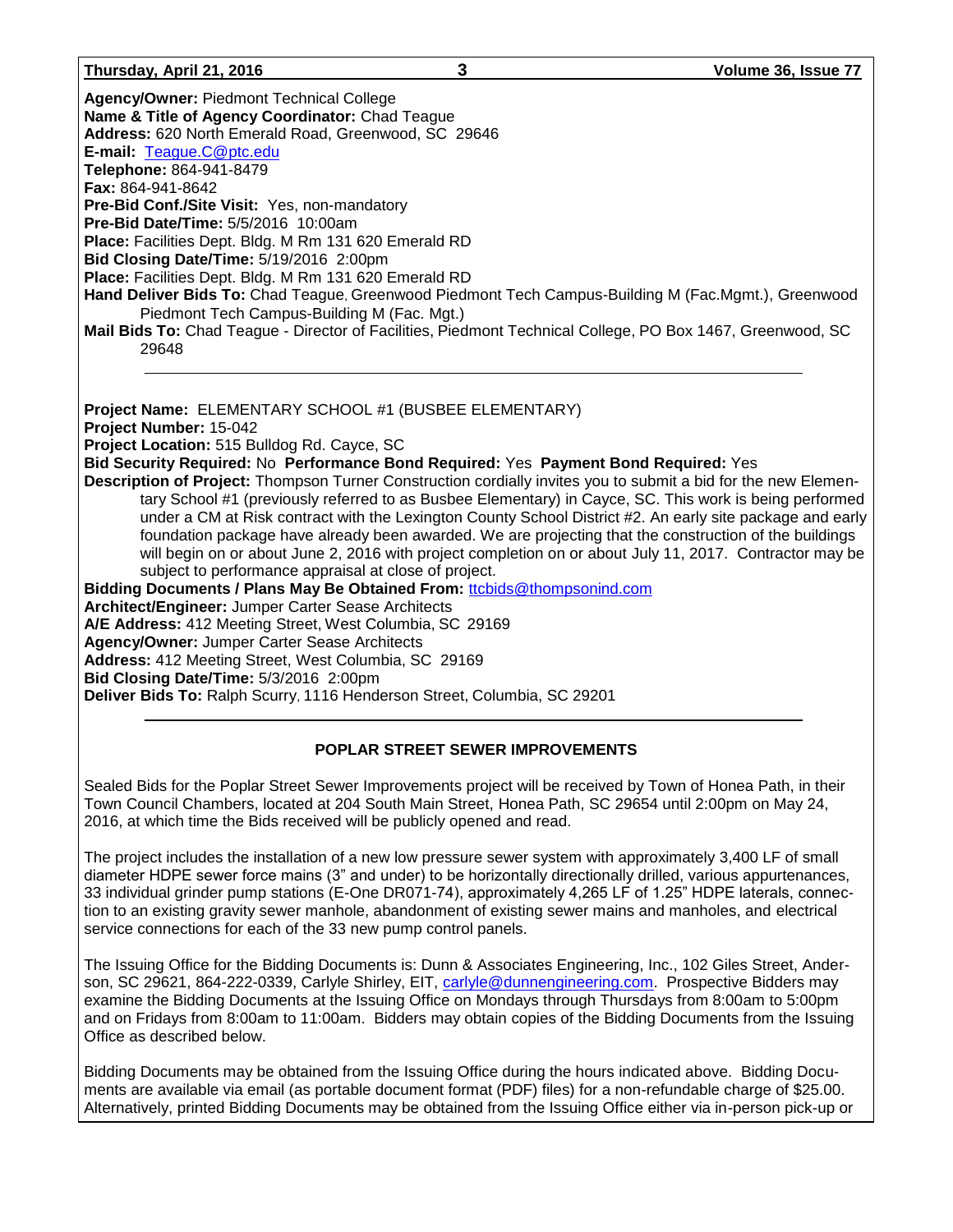**Agency/Owner:** Piedmont Technical College
**Name & Title of Agency Coordinator:** Chad Teague
**Address:** 620 North Emerald Road, Greenwood, SC 29646
**E-mail:** Teague.C@ptc.edu
**Telephone:** 864-941-8479
**Fax:** 864-941-8642
**Pre-Bid Conf./Site Visit:** Yes, non-mandatory
**Pre-Bid Date/Time:** 5/5/2016 10:00am
**Place:** Facilities Dept. Bldg. M Rm 131 620 Emerald RD
**Bid Closing Date/Time:** 5/19/2016 2:00pm
**Place:** Facilities Dept. Bldg. M Rm 131 620 Emerald RD
**Hand Deliver Bids To:** Chad Teague, Greenwood Piedmont Tech Campus-Building M (Fac.Mgmt.), Greenwood Piedmont Tech Campus-Building M (Fac. Mgt.)
**Mail Bids To:** Chad Teague - Director of Facilities, Piedmont Technical College, PO Box 1467, Greenwood, SC 29648

---

**Project Name:** ELEMENTARY SCHOOL #1 (BUSBEE ELEMENTARY)
**Project Number:** 15-042
**Project Location:** 515 Bulldog Rd. Cayce, SC
**Bid Security Required:** No **Performance Bond Required:** Yes **Payment Bond Required:** Yes
**Description of Project:** Thompson Turner Construction cordially invites you to submit a bid for the new Elementary School #1 (previously referred to as Busbee Elementary) in Cayce, SC. This work is being performed under a CM at Risk contract with the Lexington County School District #2. An early site package and early foundation package have already been awarded. We are projecting that the construction of the buildings will begin on or about June 2, 2016 with project completion on or about July 11, 2017. Contractor may be subject to performance appraisal at close of project.
**Bidding Documents / Plans May Be Obtained From:** ttcbids@thompsonind.com
**Architect/Engineer:** Jumper Carter Sease Architects
**A/E Address:** 412 Meeting Street, West Columbia, SC 29169
**Agency/Owner:** Jumper Carter Sease Architects
**Address:** 412 Meeting Street, West Columbia, SC 29169
**Bid Closing Date/Time:** 5/3/2016 2:00pm
**Deliver Bids To:** Ralph Scurry, 1116 Henderson Street, Columbia, SC 29201

---

## POPLAR STREET SEWER IMPROVEMENTS

Sealed Bids for the Poplar Street Sewer Improvements project will be received by Town of Honea Path, in their Town Council Chambers, located at 204 South Main Street, Honea Path, SC 29654 until 2:00pm on May 24, 2016, at which time the Bids received will be publicly opened and read.

The project includes the installation of a new low pressure sewer system with approximately 3,400 LF of small diameter HDPE sewer force mains (3" and under) to be horizontally directionally drilled, various appurtenances, 33 individual grinder pump stations (E-One DR071-74), approximately 4,265 LF of 1.25" HDPE laterals, connection to an existing gravity sewer manhole, abandonment of existing sewer mains and manholes, and electrical service connections for each of the 33 new pump control panels.

The Issuing Office for the Bidding Documents is: Dunn & Associates Engineering, Inc., 102 Giles Street, Anderson, SC 29621, 864-222-0339, Carlyle Shirley, EIT, carlyle@dunnengineering.com. Prospective Bidders may examine the Bidding Documents at the Issuing Office on Mondays through Thursdays from 8:00am to 5:00pm and on Fridays from 8:00am to 11:00am. Bidders may obtain copies of the Bidding Documents from the Issuing Office as described below.

Bidding Documents may be obtained from the Issuing Office during the hours indicated above. Bidding Documents are available via email (as portable document format (PDF) files) for a non-refundable charge of $25.00. Alternatively, printed Bidding Documents may be obtained from the Issuing Office either via in-person pick-up or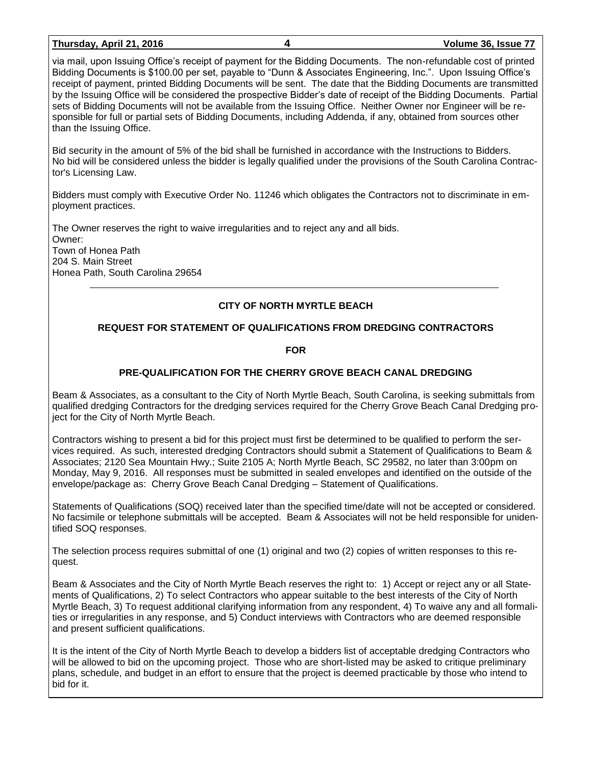via mail, upon Issuing Office's receipt of payment for the Bidding Documents. The non-refundable cost of printed Bidding Documents is $100.00 per set, payable to "Dunn & Associates Engineering, Inc.". Upon Issuing Office's receipt of payment, printed Bidding Documents will be sent. The date that the Bidding Documents are transmitted by the Issuing Office will be considered the prospective Bidder's date of receipt of the Bidding Documents. Partial sets of Bidding Documents will not be available from the Issuing Office. Neither Owner nor Engineer will be responsible for full or partial sets of Bidding Documents, including Addenda, if any, obtained from sources other than the Issuing Office.

Bid security in the amount of 5% of the bid shall be furnished in accordance with the Instructions to Bidders. No bid will be considered unless the bidder is legally qualified under the provisions of the South Carolina Contractor's Licensing Law.

Bidders must comply with Executive Order No. 11246 which obligates the Contractors not to discriminate in employment practices.

The Owner reserves the right to waive irregularities and to reject any and all bids.
Owner:
Town of Honea Path
204 S. Main Street
Honea Path, South Carolina 29654

---

**CITY OF NORTH MYRTLE BEACH**

**REQUEST FOR STATEMENT OF QUALIFICATIONS FROM DREDGING CONTRACTORS**

**FOR**

**PRE-QUALIFICATION FOR THE CHERRY GROVE BEACH CANAL DREDGING**

Beam & Associates, as a consultant to the City of North Myrtle Beach, South Carolina, is seeking submittals from qualified dredging Contractors for the dredging services required for the Cherry Grove Beach Canal Dredging project for the City of North Myrtle Beach.

Contractors wishing to present a bid for this project must first be determined to be qualified to perform the services required. As such, interested dredging Contractors should submit a Statement of Qualifications to Beam & Associates; 2120 Sea Mountain Hwy.; Suite 2105 A; North Myrtle Beach, SC 29582, no later than 3:00pm on Monday, May 9, 2016. All responses must be submitted in sealed envelopes and identified on the outside of the envelope/package as: Cherry Grove Beach Canal Dredging – Statement of Qualifications.

Statements of Qualifications (SOQ) received later than the specified time/date will not be accepted or considered. No facsimile or telephone submittals will be accepted. Beam & Associates will not be held responsible for unidentified SOQ responses.

The selection process requires submittal of one (1) original and two (2) copies of written responses to this request.

Beam & Associates and the City of North Myrtle Beach reserves the right to: 1) Accept or reject any or all Statements of Qualifications, 2) To select Contractors who appear suitable to the best interests of the City of North Myrtle Beach, 3) To request additional clarifying information from any respondent, 4) To waive any and all formalities or irregularities in any response, and 5) Conduct interviews with Contractors who are deemed responsible and present sufficient qualifications.

It is the intent of the City of North Myrtle Beach to develop a bidders list of acceptable dredging Contractors who will be allowed to bid on the upcoming project. Those who are short-listed may be asked to critique preliminary plans, schedule, and budget in an effort to ensure that the project is deemed practicable by those who intend to bid for it.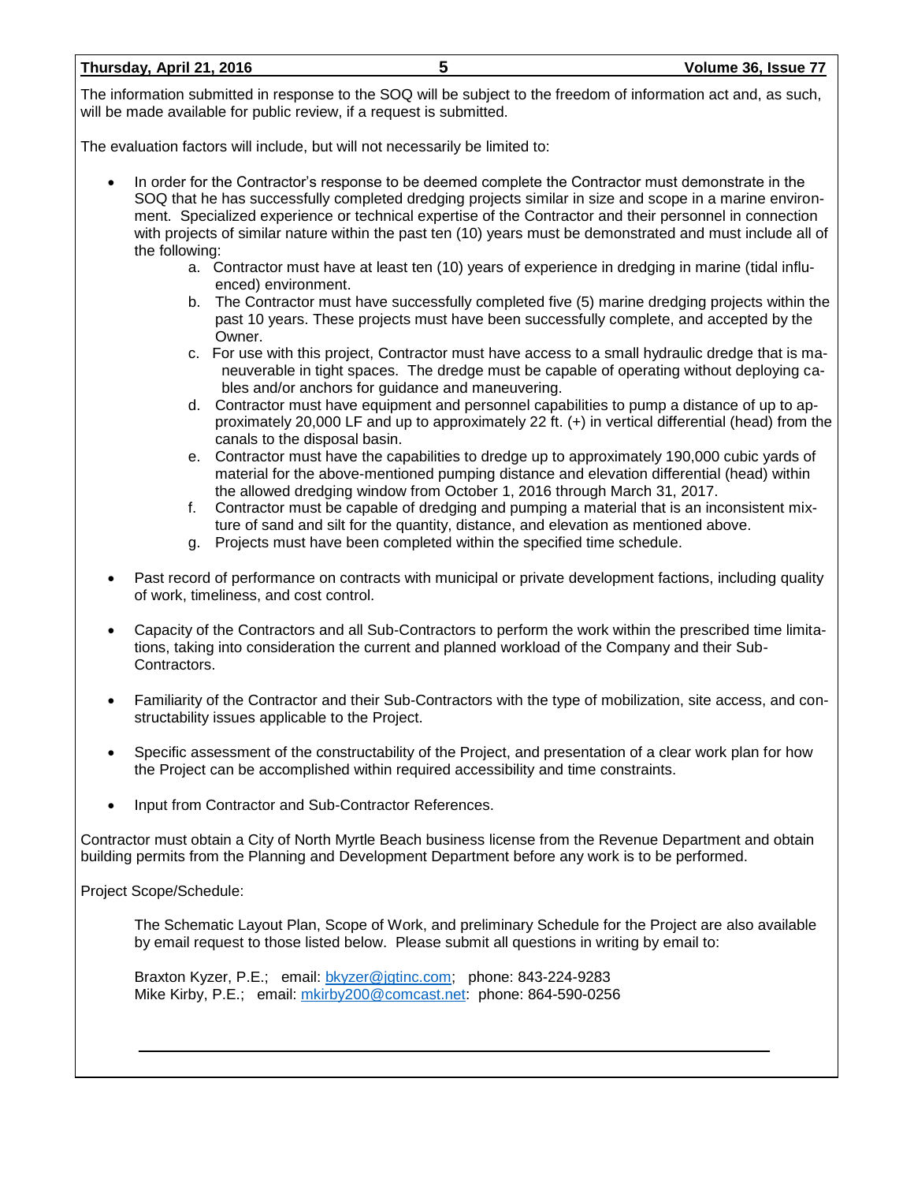The information submitted in response to the SOQ will be subject to the freedom of information act and, as such, will be made available for public review, if a request is submitted.

The evaluation factors will include, but will not necessarily be limited to:

- In order for the Contractor's response to be deemed complete the Contractor must demonstrate in the SOQ that he has successfully completed dredging projects similar in size and scope in a marine environment. Specialized experience or technical expertise of the Contractor and their personnel in connection with projects of similar nature within the past ten (10) years must be demonstrated and must include all of the following:
    a. Contractor must have at least ten (10) years of experience in dredging in marine (tidal influenced) environment.
    b. The Contractor must have successfully completed five (5) marine dredging projects within the past 10 years. These projects must have been successfully complete, and accepted by the Owner.
    c. For use with this project, Contractor must have access to a small hydraulic dredge that is maneuverable in tight spaces. The dredge must be capable of operating without deploying cables and/or anchors for guidance and maneuvering.
    d. Contractor must have equipment and personnel capabilities to pump a distance of up to approximately 20,000 LF and up to approximately 22 ft. (+) in vertical differential (head) from the canals to the disposal basin.
    e. Contractor must have the capabilities to dredge up to approximately 190,000 cubic yards of material for the above-mentioned pumping distance and elevation differential (head) within the allowed dredging window from October 1, 2016 through March 31, 2017.
    f. Contractor must be capable of dredging and pumping a material that is an inconsistent mixture of sand and silt for the quantity, distance, and elevation as mentioned above.
    g. Projects must have been completed within the specified time schedule.

- Past record of performance on contracts with municipal or private development factions, including quality of work, timeliness, and cost control.

- Capacity of the Contractors and all Sub-Contractors to perform the work within the prescribed time limitations, taking into consideration the current and planned workload of the Company and their Sub-Contractors.

- Familiarity of the Contractor and their Sub-Contractors with the type of mobilization, site access, and constructability issues applicable to the Project.

- Specific assessment of the constructability of the Project, and presentation of a clear work plan for how the Project can be accomplished within required accessibility and time constraints.

- Input from Contractor and Sub-Contractor References.

Contractor must obtain a City of North Myrtle Beach business license from the Revenue Department and obtain building permits from the Planning and Development Department before any work is to be performed.

Project Scope/Schedule:

The Schematic Layout Plan, Scope of Work, and preliminary Schedule for the Project are also available by email request to those listed below. Please submit all questions in writing by email to:

Braxton Kyzer, P.E.; email: bkyzer@jgtinc.com; phone: 843-224-9283
Mike Kirby, P.E.; email: mkirby200@comcast.net: phone: 864-590-0256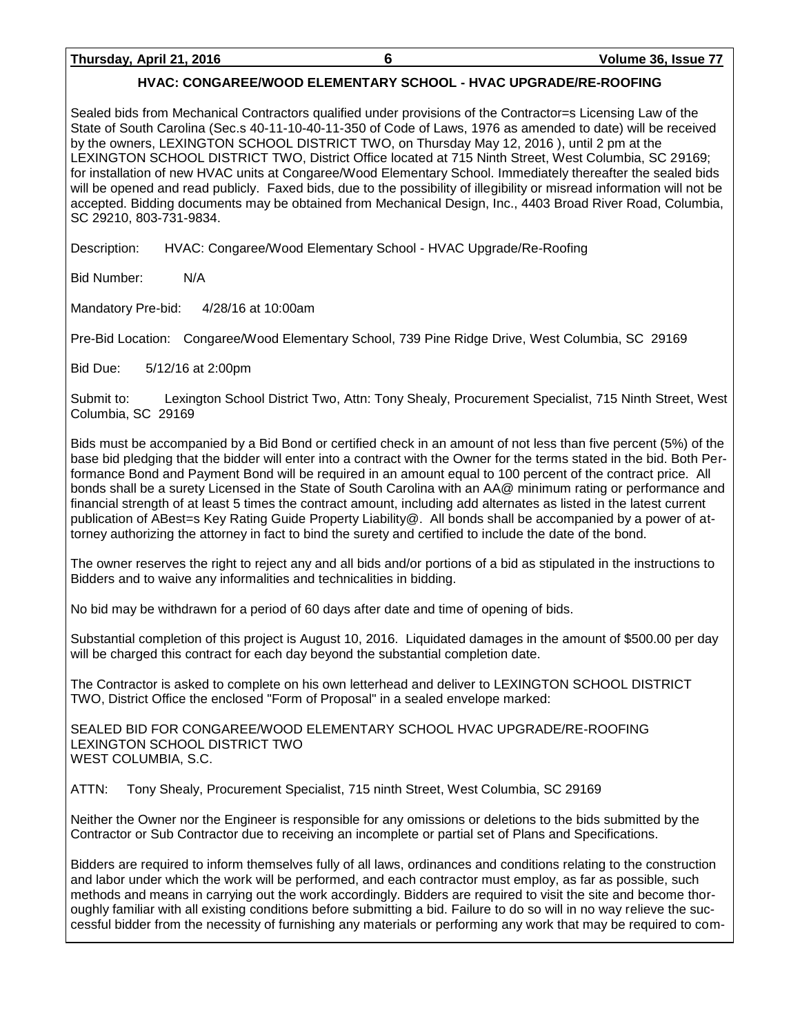## HVAC: CONGAREE/WOOD ELEMENTARY SCHOOL - HVAC UPGRADE/RE-ROOFING

Sealed bids from Mechanical Contractors qualified under provisions of the Contractor=s Licensing Law of the State of South Carolina (Sec.s 40-11-10-40-11-350 of Code of Laws, 1976 as amended to date) will be received by the owners, LEXINGTON SCHOOL DISTRICT TWO, on Thursday May 12, 2016 ), until 2 pm at the LEXINGTON SCHOOL DISTRICT TWO, District Office located at 715 Ninth Street, West Columbia, SC 29169; for installation of new HVAC units at Congaree/Wood Elementary School. Immediately thereafter the sealed bids will be opened and read publicly. Faxed bids, due to the possibility of illegibility or misread information will not be accepted. Bidding documents may be obtained from Mechanical Design, Inc., 4403 Broad River Road, Columbia, SC 29210, 803-731-9834.

Description: HVAC: Congaree/Wood Elementary School - HVAC Upgrade/Re-Roofing

Bid Number: N/A

Mandatory Pre-bid: 4/28/16 at 10:00am

Pre-Bid Location: Congaree/Wood Elementary School, 739 Pine Ridge Drive, West Columbia, SC 29169

Bid Due: 5/12/16 at 2:00pm

Submit to: Lexington School District Two, Attn: Tony Shealy, Procurement Specialist, 715 Ninth Street, West Columbia, SC 29169

Bids must be accompanied by a Bid Bond or certified check in an amount of not less than five percent (5%) of the base bid pledging that the bidder will enter into a contract with the Owner for the terms stated in the bid. Both Performance Bond and Payment Bond will be required in an amount equal to 100 percent of the contract price. All bonds shall be a surety Licensed in the State of South Carolina with an AA@ minimum rating or performance and financial strength of at least 5 times the contract amount, including add alternates as listed in the latest current publication of ABest=s Key Rating Guide Property Liability@. All bonds shall be accompanied by a power of attorney authorizing the attorney in fact to bind the surety and certified to include the date of the bond.

The owner reserves the right to reject any and all bids and/or portions of a bid as stipulated in the instructions to Bidders and to waive any informalities and technicalities in bidding.

No bid may be withdrawn for a period of 60 days after date and time of opening of bids.

Substantial completion of this project is August 10, 2016. Liquidated damages in the amount of $500.00 per day will be charged this contract for each day beyond the substantial completion date.

The Contractor is asked to complete on his own letterhead and deliver to LEXINGTON SCHOOL DISTRICT TWO, District Office the enclosed "Form of Proposal" in a sealed envelope marked:

SEALED BID FOR CONGAREE/WOOD ELEMENTARY SCHOOL HVAC UPGRADE/RE-ROOFING
LEXINGTON SCHOOL DISTRICT TWO
WEST COLUMBIA, S.C.

ATTN: Tony Shealy, Procurement Specialist, 715 ninth Street, West Columbia, SC 29169

Neither the Owner nor the Engineer is responsible for any omissions or deletions to the bids submitted by the Contractor or Sub Contractor due to receiving an incomplete or partial set of Plans and Specifications.

Bidders are required to inform themselves fully of all laws, ordinances and conditions relating to the construction and labor under which the work will be performed, and each contractor must employ, as far as possible, such methods and means in carrying out the work accordingly. Bidders are required to visit the site and become thoroughly familiar with all existing conditions before submitting a bid. Failure to do so will in no way relieve the successful bidder from the necessity of furnishing any materials or performing any work that may be required to com-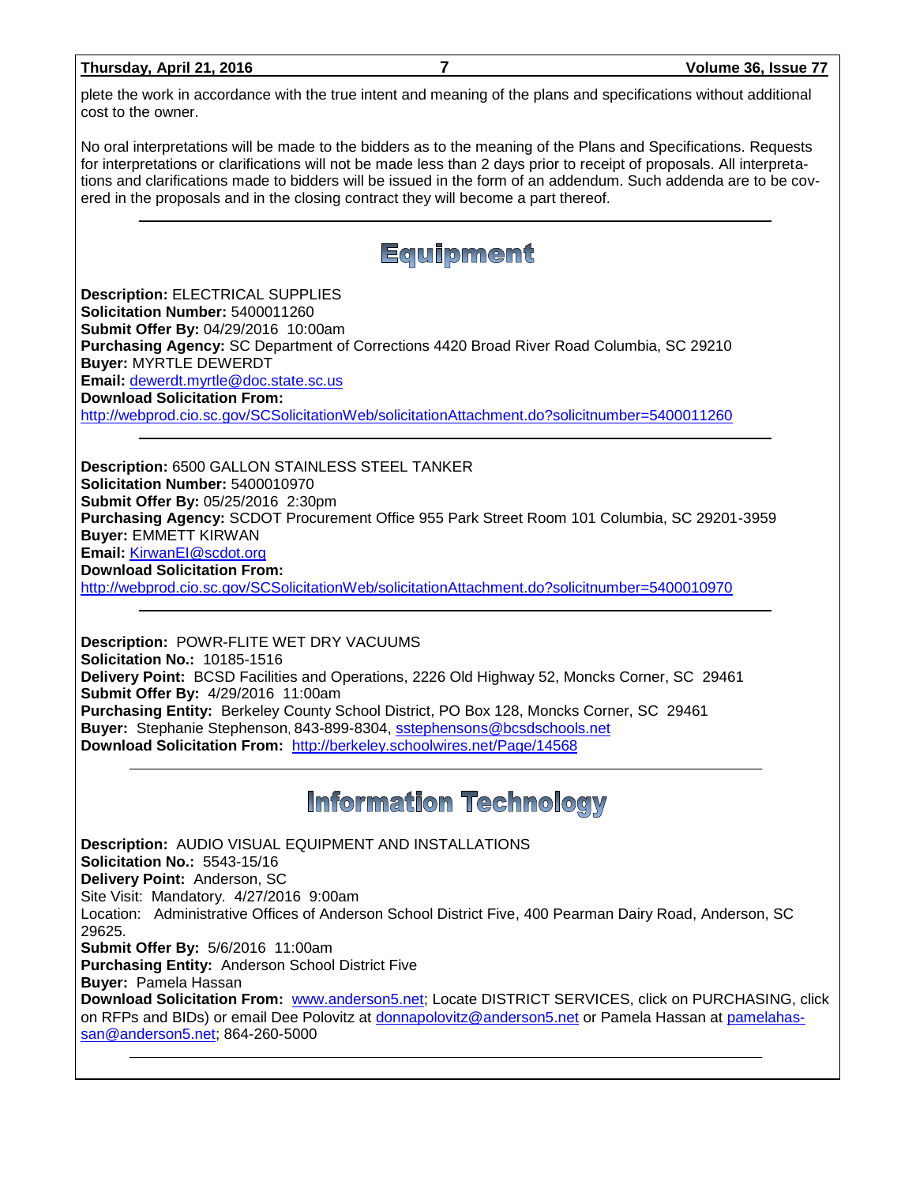plete the work in accordance with the true intent and meaning of the plans and specifications without additional cost to the owner.

No oral interpretations will be made to the bidders as to the meaning of the Plans and Specifications. Requests for interpretations or clarifications will not be made less than 2 days prior to receipt of proposals. All interpretations and clarifications made to bidders will be issued in the form of an addendum. Such addenda are to be covered in the proposals and in the closing contract they will become a part thereof.

---

# Equipment

**Description:** ELECTRICAL SUPPLIES
**Solicitation Number:** 5400011260
**Submit Offer By:** 04/29/2016 10:00am
**Purchasing Agency:** SC Department of Corrections 4420 Broad River Road Columbia, SC 29210
**Buyer:** MYRTLE DEWERDT
**Email:** dewerdt.myrtle@doc.state.sc.us
**Download Solicitation From:**
http://webprod.cio.sc.gov/SCSolicitationWeb/solicitationAttachment.do?solicitnumber=5400011260

---

**Description:** 6500 GALLON STAINLESS STEEL TANKER
**Solicitation Number:** 5400010970
**Submit Offer By:** 05/25/2016 2:30pm
**Purchasing Agency:** SCDOT Procurement Office 955 Park Street Room 101 Columbia, SC 29201-3959
**Buyer:** EMMETT KIRWAN
**Email:** KirwanEI@scdot.org
**Download Solicitation From:**
http://webprod.cio.sc.gov/SCSolicitationWeb/solicitationAttachment.do?solicitnumber=5400010970

---

**Description:** POWR-FLITE WET DRY VACUUMS
**Solicitation No.:** 10185-1516
**Delivery Point:** BCSD Facilities and Operations, 2226 Old Highway 52, Moncks Corner, SC 29461
**Submit Offer By:** 4/29/2016 11:00am
**Purchasing Entity:** Berkeley County School District, PO Box 128, Moncks Corner, SC 29461
**Buyer:** Stephanie Stephenson, 843-899-8304, sstephensons@bcsdschools.net
**Download Solicitation From:** http://berkeley.schoolwires.net/Page/14568

---

# Information Technology

**Description:** AUDIO VISUAL EQUIPMENT AND INSTALLATIONS
**Solicitation No.:** 5543-15/16
**Delivery Point:** Anderson, SC
Site Visit: Mandatory. 4/27/2016 9:00am
Location: Administrative Offices of Anderson School District Five, 400 Pearman Dairy Road, Anderson, SC 29625.
**Submit Offer By:** 5/6/2016 11:00am
**Purchasing Entity:** Anderson School District Five
**Buyer:** Pamela Hassan
**Download Solicitation From:** www.anderson5.net; Locate DISTRICT SERVICES, click on PURCHASING, click on RFPs and BIDs) or email Dee Polovitz at donnapolovitz@anderson5.net or Pamela Hassan at pamelahassan@anderson5.net; 864-260-5000

---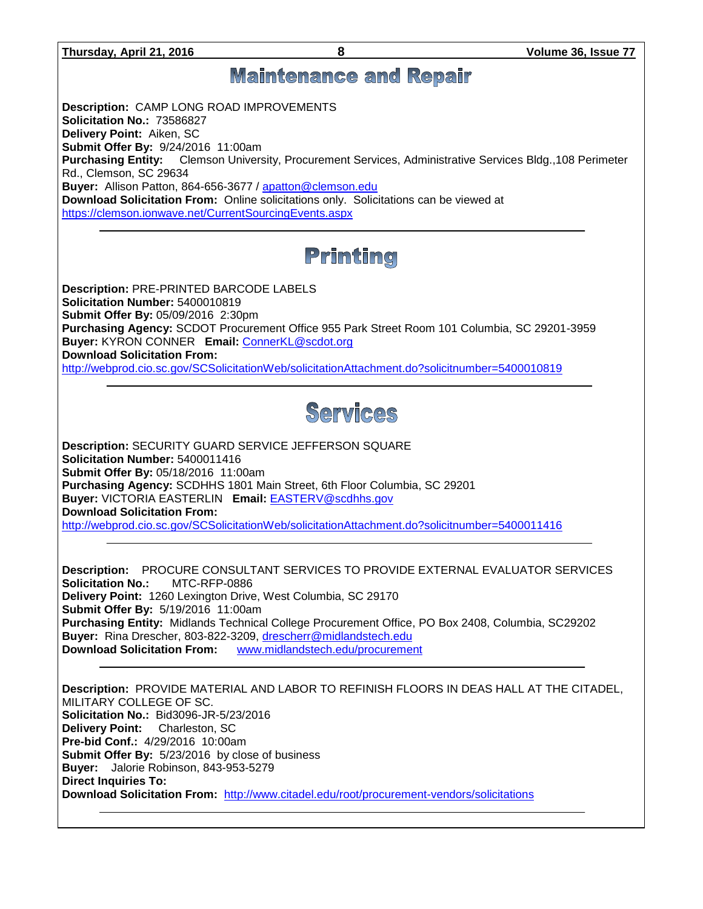# Maintenance and Repair

**Description:** CAMP LONG ROAD IMPROVEMENTS
**Solicitation No.:** 73586827
**Delivery Point:** Aiken, SC
**Submit Offer By:** 9/24/2016 11:00am
**Purchasing Entity:** Clemson University, Procurement Services, Administrative Services Bldg.,108 Perimeter Rd., Clemson, SC 29634
**Buyer:** Allison Patton, 864-656-3677 / apatton@clemson.edu
**Download Solicitation From:** Online solicitations only. Solicitations can be viewed at https://clemson.ionwave.net/CurrentSourcingEvents.aspx

---

# Printing

**Description:** PRE-PRINTED BARCODE LABELS
**Solicitation Number:** 5400010819
**Submit Offer By:** 05/09/2016 2:30pm
**Purchasing Agency:** SCDOT Procurement Office 955 Park Street Room 101 Columbia, SC 29201-3959
**Buyer:** KYRON CONNER **Email:** ConnerKL@scdot.org
**Download Solicitation From:**
http://webprod.cio.sc.gov/SCSolicitationWeb/solicitationAttachment.do?solicitnumber=5400010819

---

# Services

**Description:** SECURITY GUARD SERVICE JEFFERSON SQUARE
**Solicitation Number:** 5400011416
**Submit Offer By:** 05/18/2016 11:00am
**Purchasing Agency:** SCDHHS 1801 Main Street, 6th Floor Columbia, SC 29201
**Buyer:** VICTORIA EASTERLIN **Email:** EASTERV@scdhhs.gov
**Download Solicitation From:**
http://webprod.cio.sc.gov/SCSolicitationWeb/solicitationAttachment.do?solicitnumber=5400011416

---

**Description:** PROCURE CONSULTANT SERVICES TO PROVIDE EXTERNAL EVALUATOR SERVICES
**Solicitation No.:** MTC-RFP-0886
**Delivery Point:** 1260 Lexington Drive, West Columbia, SC 29170
**Submit Offer By:** 5/19/2016 11:00am
**Purchasing Entity:** Midlands Technical College Procurement Office, PO Box 2408, Columbia, SC29202
**Buyer:** Rina Drescher, 803-822-3209, drescherr@midlandstech.edu
**Download Solicitation From:** www.midlandstech.edu/procurement

---

**Description:** PROVIDE MATERIAL AND LABOR TO REFINISH FLOORS IN DEAS HALL AT THE CITADEL, MILITARY COLLEGE OF SC.
**Solicitation No.:** Bid3096-JR-5/23/2016
**Delivery Point:** Charleston, SC
**Pre-bid Conf.:** 4/29/2016 10:00am
**Submit Offer By:** 5/23/2016 by close of business
**Buyer:** Jalorie Robinson, 843-953-5279
**Direct Inquiries To:**
**Download Solicitation From:** http://www.citadel.edu/root/procurement-vendors/solicitations

---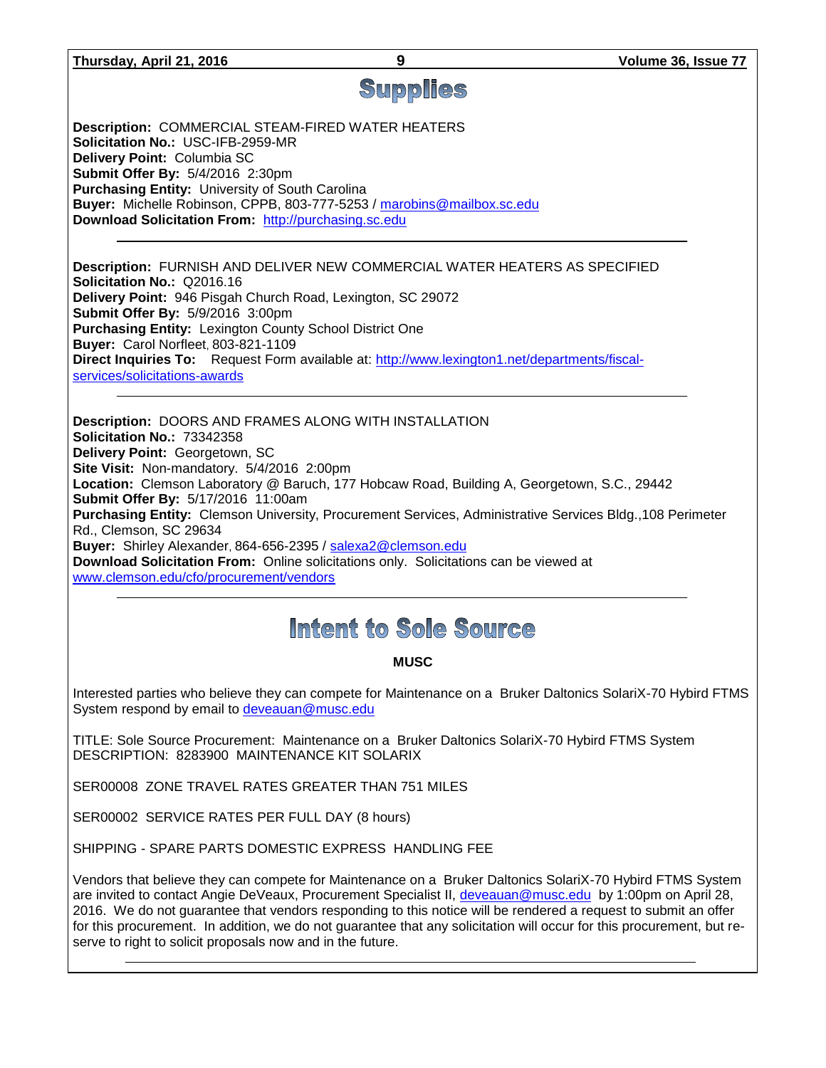# Supplies

**Description:** COMMERCIAL STEAM-FIRED WATER HEATERS
**Solicitation No.:** USC-IFB-2959-MR
**Delivery Point:** Columbia SC
**Submit Offer By:** 5/4/2016 2:30pm
**Purchasing Entity:** University of South Carolina
**Buyer:** Michelle Robinson, CPPB, 803-777-5253 / marobins@mailbox.sc.edu
**Download Solicitation From:** http://purchasing.sc.edu

---

**Description:** FURNISH AND DELIVER NEW COMMERCIAL WATER HEATERS AS SPECIFIED
**Solicitation No.:** Q2016.16
**Delivery Point:** 946 Pisgah Church Road, Lexington, SC 29072
**Submit Offer By:** 5/9/2016 3:00pm
**Purchasing Entity:** Lexington County School District One
**Buyer:** Carol Norfleet, 803-821-1109
**Direct Inquiries To:** Request Form available at: http://www.lexington1.net/departments/fiscal-services/solicitations-awards

---

**Description:** DOORS AND FRAMES ALONG WITH INSTALLATION
**Solicitation No.:** 73342358
**Delivery Point:** Georgetown, SC
**Site Visit:** Non-mandatory. 5/4/2016 2:00pm
**Location:** Clemson Laboratory @ Baruch, 177 Hobcaw Road, Building A, Georgetown, S.C., 29442
**Submit Offer By:** 5/17/2016 11:00am
**Purchasing Entity:** Clemson University, Procurement Services, Administrative Services Bldg.,108 Perimeter Rd., Clemson, SC 29634
**Buyer:** Shirley Alexander, 864-656-2395 / salexa2@clemson.edu
**Download Solicitation From:** Online solicitations only. Solicitations can be viewed at www.clemson.edu/cfo/procurement/vendors

---

# Intent to Sole Source

**MUSC**

Interested parties who believe they can compete for Maintenance on a Bruker Daltonics SolariX-70 Hybird FTMS System respond by email to deveauan@musc.edu

TITLE: Sole Source Procurement: Maintenance on a Bruker Daltonics SolariX-70 Hybird FTMS System
DESCRIPTION: 8283900 MAINTENANCE KIT SOLARIX

SER00008 ZONE TRAVEL RATES GREATER THAN 751 MILES

SER00002 SERVICE RATES PER FULL DAY (8 hours)

SHIPPING - SPARE PARTS DOMESTIC EXPRESS HANDLING FEE

Vendors that believe they can compete for Maintenance on a Bruker Daltonics SolariX-70 Hybird FTMS System are invited to contact Angie DeVeaux, Procurement Specialist II, deveauan@musc.edu by 1:00pm on April 28, 2016. We do not guarantee that vendors responding to this notice will be rendered a request to submit an offer for this procurement. In addition, we do not guarantee that any solicitation will occur for this procurement, but re-serve to right to solicit proposals now and in the future.

---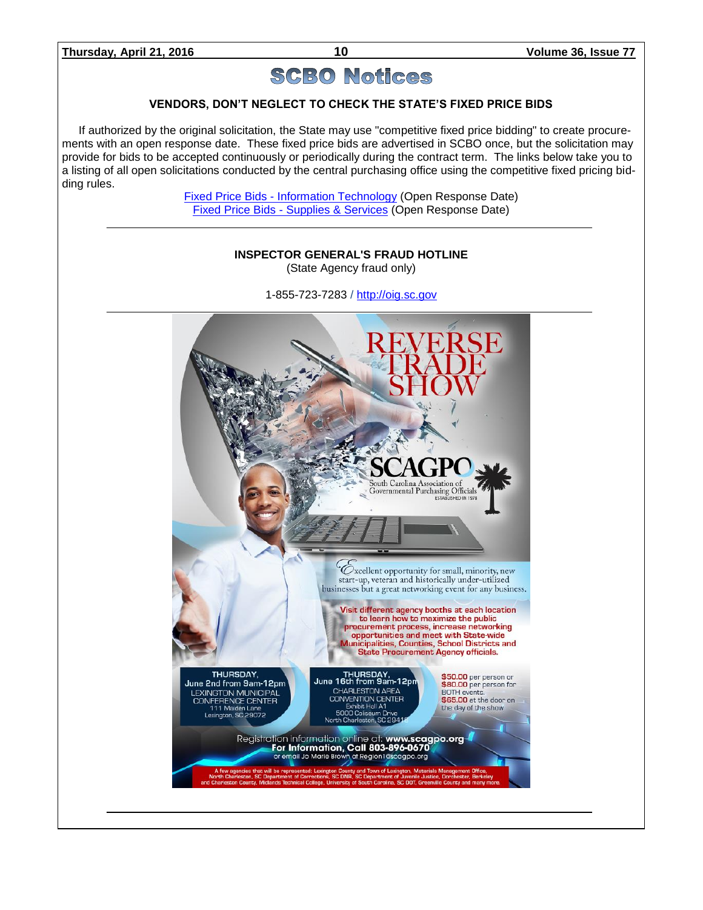# SCBO Notices

## VENDORS, DON'T NEGLECT TO CHECK THE STATE'S FIXED PRICE BIDS

If authorized by the original solicitation, the State may use "competitive fixed price bidding" to create procurements with an open response date. These fixed price bids are advertised in SCBO once, but the solicitation may provide for bids to be accepted continuously or periodically during the contract term. The links below take you to a listing of all open solicitations conducted by the central purchasing office using the competitive fixed pricing bidding rules.

Fixed Price Bids - Information Technology (Open Response Date)
Fixed Price Bids - Supplies & Services (Open Response Date)

---

## INSPECTOR GENERAL'S FRAUD HOTLINE

(State Agency fraud only)

1-855-723-7283 / http://oig.sc.gov

---

# REVERSE TRADE SHOW

**SCAGPO**
South Carolina Association of Governmental Purchasing Officials
ESTABLISHED IN 1978

*Excellent opportunity for small, minority, new start-up, veteran and historically under-utilized businesses but a great networking event for any business.*

Visit different agency booths at each location to learn how to maximize the public procurement process, increase networking opportunities and meet with State-wide Municipalities, Counties, School Districts and State Procurement Agency officials.

**THURSDAY, June 2nd from 9am-12pm**
LEXINGTON MUNICIPAL CONFERENCE CENTER
111 Maiden Lane
Lexington, SC 29072

**THURSDAY, June 16th from 9am-12pm**
CHARLESTON AREA CONVENTION CENTER
Exhibit Hall A1
5000 Coliseum Drive
North Charleston, SC 29418

**$50.00** per person or **$80.00** per person for BOTH events.
**$65.00** at the door on the day of the show

Registration information online at: **www.scagpo.org**
**For Information, Call 803-896-0670**
or email Jo Marie Brown at Region1@scagpo.org

A few agencies that will be represented: Lexington County and Town of Lexington, Materials Management Office, North Charleston, SC Department of Corrections, SC DNR, SC Department of Juvenile Justice, Dorchester, Berkeley and Charleston County, Midlands Technical College, University of South Carolina, SC DOT, Greenville County and many more.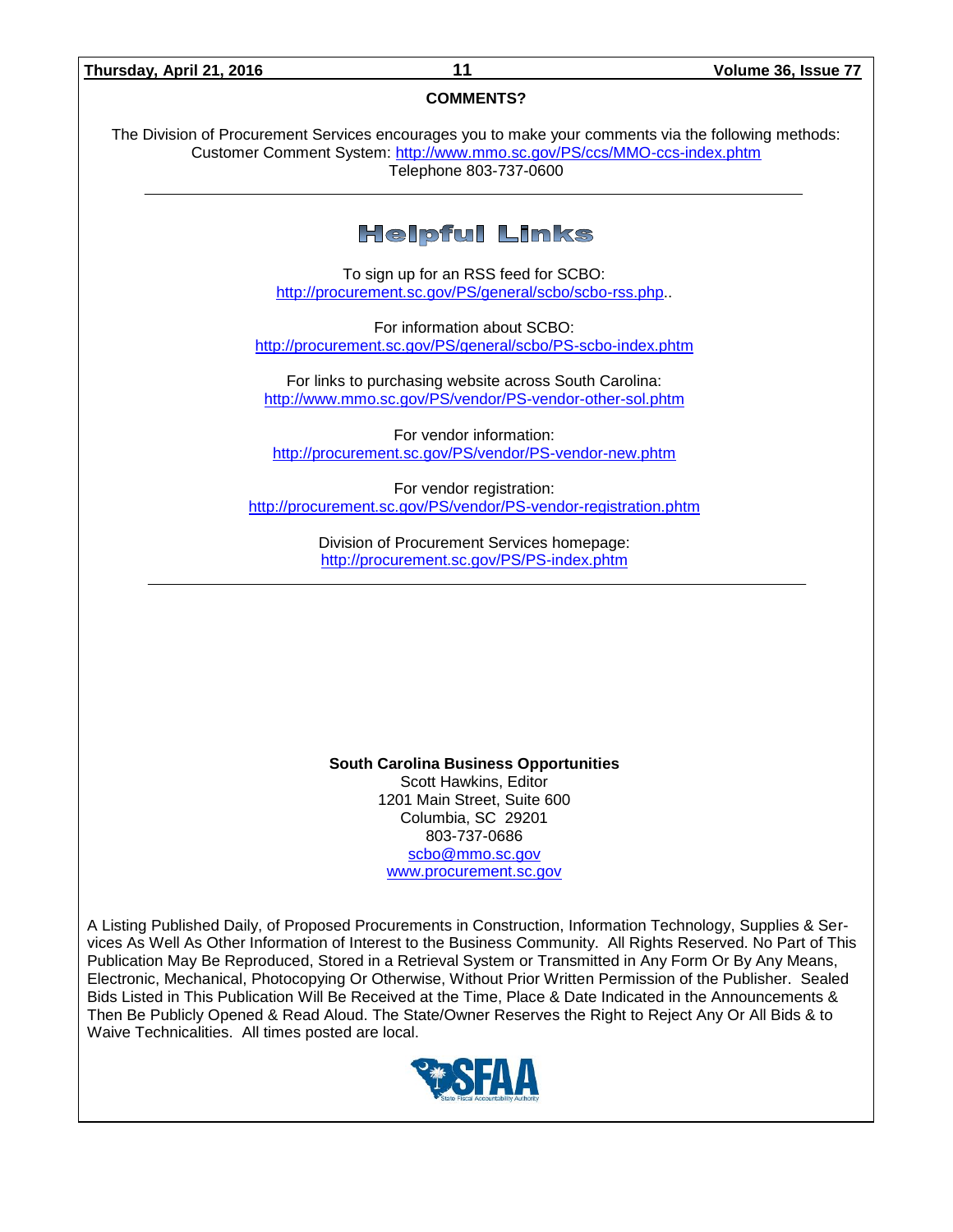**COMMENTS?**

The Division of Procurement Services encourages you to make your comments via the following methods:
Customer Comment System: http://www.mmo.sc.gov/PS/ccs/MMO-ccs-index.phtm
Telephone 803-737-0600

---

## Helpful Links

To sign up for an RSS feed for SCBO:
http://procurement.sc.gov/PS/general/scbo/scbo-rss.php..

For information about SCBO:
http://procurement.sc.gov/PS/general/scbo/PS-scbo-index.phtm

For links to purchasing website across South Carolina:
http://www.mmo.sc.gov/PS/vendor/PS-vendor-other-sol.phtm

For vendor information:
http://procurement.sc.gov/PS/vendor/PS-vendor-new.phtm

For vendor registration:
http://procurement.sc.gov/PS/vendor/PS-vendor-registration.phtm

Division of Procurement Services homepage:
http://procurement.sc.gov/PS/PS-index.phtm

---

**South Carolina Business Opportunities**
Scott Hawkins, Editor
1201 Main Street, Suite 600
Columbia, SC 29201
803-737-0686
scbo@mmo.sc.gov
www.procurement.sc.gov

A Listing Published Daily, of Proposed Procurements in Construction, Information Technology, Supplies & Services As Well As Other Information of Interest to the Business Community. All Rights Reserved. No Part of This Publication May Be Reproduced, Stored in a Retrieval System or Transmitted in Any Form Or By Any Means, Electronic, Mechanical, Photocopying Or Otherwise, Without Prior Written Permission of the Publisher. Sealed Bids Listed in This Publication Will Be Received at the Time, Place & Date Indicated in the Announcements & Then Be Publicly Opened & Read Aloud. The State/Owner Reserves the Right to Reject Any Or All Bids & to Waive Technicalities. All times posted are local.

SFAA
State Fiscal Accountability Authority